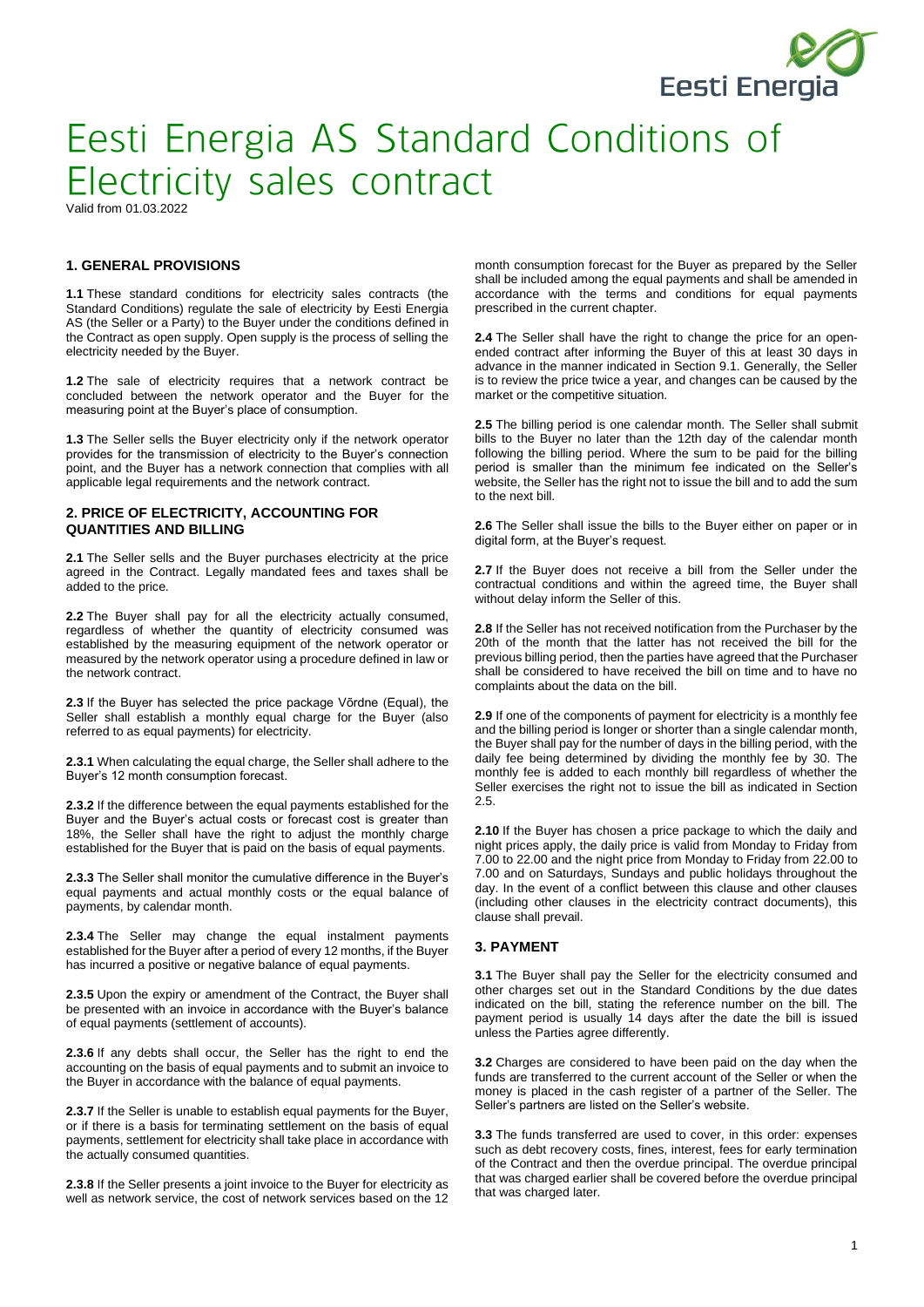# Eesti Energia AS Standard Conditions of Electricity sales contract

Valid from 01.03.2022

## 1. GENERAL PROVISIONS

**1.1** These standard conditions for electricity sales contracts (the Standard Conditions) regulate the sale of electricity by Eesti Energia AS (the Seller or a Party) to the Buyer under the conditions defined in the Contract as open supply. Open supply is the process of selling the electricity needed by the Buyer.

**1.2** The sale of electricity requires that a network contract be concluded between the network operator and the Buyer for the measuring point at the Buyer's place of consumption.

**1.3** The Seller sells the Buyer electricity only if the network operator provides for the transmission of electricity to the Buyer's connection point, and the Buyer has a network connection that complies with all applicable legal requirements and the network contract.

## 2. PRICE OF ELECTRICITY, ACCOUNTING FOR QUANTITIES AND BILLING

**2.1** The Seller sells and the Buyer purchases electricity at the price agreed in the Contract. Legally mandated fees and taxes shall be added to the price.

**2.2** The Buyer shall pay for all the electricity actually consumed, regardless of whether the quantity of electricity consumed was established by the measuring equipment of the network operator or measured by the network operator using a procedure defined in law or the network contract.

**2.3** If the Buyer has selected the price package Võrdne (Equal), the Seller shall establish a monthly equal charge for the Buyer (also referred to as equal payments) for electricity.

**2.3.1** When calculating the equal charge, the Seller shall adhere to the Buyer's 12 month consumption forecast.

**2.3.2** If the difference between the equal payments established for the Buyer and the Buyer's actual costs or forecast cost is greater than 18%, the Seller shall have the right to adjust the monthly charge established for the Buyer that is paid on the basis of equal payments.

**2.3.3** The Seller shall monitor the cumulative difference in the Buyer's equal payments and actual monthly costs or the equal balance of payments, by calendar month.

**2.3.4** The Seller may change the equal instalment payments established for the Buyer after a period of every 12 months, if the Buyer has incurred a positive or negative balance of equal payments.

**2.3.5** Upon the expiry or amendment of the Contract, the Buyer shall be presented with an invoice in accordance with the Buyer's balance of equal payments (settlement of accounts).

**2.3.6** If any debts shall occur, the Seller has the right to end the accounting on the basis of equal payments and to submit an invoice to the Buyer in accordance with the balance of equal payments.

**2.3.7** If the Seller is unable to establish equal payments for the Buyer, or if there is a basis for terminating settlement on the basis of equal payments, settlement for electricity shall take place in accordance with the actually consumed quantities.

**2.3.8** If the Seller presents a joint invoice to the Buyer for electricity as well as network service, the cost of network services based on the 12 month consumption forecast for the Buyer as prepared by the Seller shall be included among the equal payments and shall be amended in accordance with the terms and conditions for equal payments prescribed in the current chapter.

**2.4** The Seller shall have the right to change the price for an open-ended contract after informing the Buyer of this at least 30 days in advance in the manner indicated in Section 9.1. Generally, the Seller is to review the price twice a year, and changes can be caused by the market or the competitive situation.

**2.5** The billing period is one calendar month. The Seller shall submit bills to the Buyer no later than the 12th day of the calendar month following the billing period. Where the sum to be paid for the billing period is smaller than the minimum fee indicated on the Seller's website, the Seller has the right not to issue the bill and to add the sum to the next bill.

**2.6** The Seller shall issue the bills to the Buyer either on paper or in digital form, at the Buyer's request.

**2.7** If the Buyer does not receive a bill from the Seller under the contractual conditions and within the agreed time, the Buyer shall without delay inform the Seller of this.

**2.8** If the Seller has not received notification from the Purchaser by the 20th of the month that the latter has not received the bill for the previous billing period, then the parties have agreed that the Purchaser shall be considered to have received the bill on time and to have no complaints about the data on the bill.

**2.9** If one of the components of payment for electricity is a monthly fee and the billing period is longer or shorter than a single calendar month, the Buyer shall pay for the number of days in the billing period, with the daily fee being determined by dividing the monthly fee by 30. The monthly fee is added to each monthly bill regardless of whether the Seller exercises the right not to issue the bill as indicated in Section 2.5.

**2.10** If the Buyer has chosen a price package to which the daily and night prices apply, the daily price is valid from Monday to Friday from 7.00 to 22.00 and the night price from Monday to Friday from 22.00 to 7.00 and on Saturdays, Sundays and public holidays throughout the day. In the event of a conflict between this clause and other clauses (including other clauses in the electricity contract documents), this clause shall prevail.

## 3. PAYMENT

**3.1** The Buyer shall pay the Seller for the electricity consumed and other charges set out in the Standard Conditions by the due dates indicated on the bill, stating the reference number on the bill. The payment period is usually 14 days after the date the bill is issued unless the Parties agree differently.

**3.2** Charges are considered to have been paid on the day when the funds are transferred to the current account of the Seller or when the money is placed in the cash register of a partner of the Seller. The Seller's partners are listed on the Seller's website.

**3.3** The funds transferred are used to cover, in this order: expenses such as debt recovery costs, fines, interest, fees for early termination of the Contract and then the overdue principal. The overdue principal that was charged earlier shall be covered before the overdue principal that was charged later.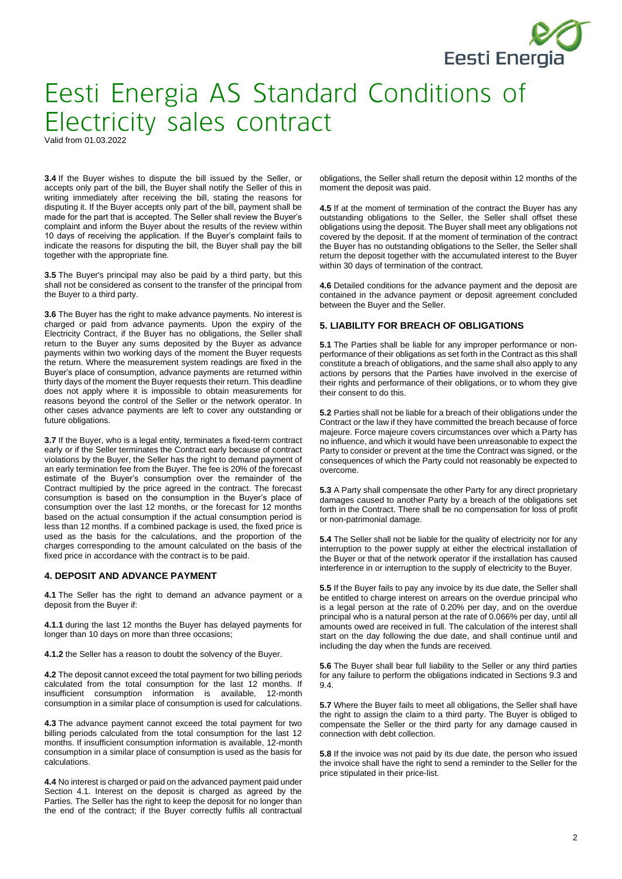# Eesti Energia AS Standard Conditions of Electricity sales contract

Valid from 01.03.2022

**3.4** If the Buyer wishes to dispute the bill issued by the Seller, or accepts only part of the bill, the Buyer shall notify the Seller of this in writing immediately after receiving the bill, stating the reasons for disputing it. If the Buyer accepts only part of the bill, payment shall be made for the part that is accepted. The Seller shall review the Buyer's complaint and inform the Buyer about the results of the review within 10 days of receiving the application. If the Buyer's complaint fails to indicate the reasons for disputing the bill, the Buyer shall pay the bill together with the appropriate fine.

**3.5** The Buyer's principal may also be paid by a third party, but this shall not be considered as consent to the transfer of the principal from the Buyer to a third party.

**3.6** The Buyer has the right to make advance payments. No interest is charged or paid from advance payments. Upon the expiry of the Electricity Contract, if the Buyer has no obligations, the Seller shall return to the Buyer any sums deposited by the Buyer as advance payments within two working days of the moment the Buyer requests the return. Where the measurement system readings are fixed in the Buyer's place of consumption, advance payments are returned within thirty days of the moment the Buyer requests their return. This deadline does not apply where it is impossible to obtain measurements for reasons beyond the control of the Seller or the network operator. In other cases advance payments are left to cover any outstanding or future obligations.

**3.7** If the Buyer, who is a legal entity, terminates a fixed-term contract early or if the Seller terminates the Contract early because of contract violations by the Buyer, the Seller has the right to demand payment of an early termination fee from the Buyer. The fee is 20% of the forecast estimate of the Buyer's consumption over the remainder of the Contract multipied by the price agreed in the contract. The forecast consumption is based on the consumption in the Buyer's place of consumption over the last 12 months, or the forecast for 12 months based on the actual consumption if the actual consumption period is less than 12 months. If a combined package is used, the fixed price is used as the basis for the calculations, and the proportion of the charges corresponding to the amount calculated on the basis of the fixed price in accordance with the contract is to be paid.

### 4. DEPOSIT AND ADVANCE PAYMENT

**4.1** The Seller has the right to demand an advance payment or a deposit from the Buyer if:

**4.1.1** during the last 12 months the Buyer has delayed payments for longer than 10 days on more than three occasions;

**4.1.2** the Seller has a reason to doubt the solvency of the Buyer.

**4.2** The deposit cannot exceed the total payment for two billing periods calculated from the total consumption for the last 12 months. If insufficient consumption information is available, 12-month consumption in a similar place of consumption is used for calculations.

**4.3** The advance payment cannot exceed the total payment for two billing periods calculated from the total consumption for the last 12 months. If insufficient consumption information is available, 12-month consumption in a similar place of consumption is used as the basis for calculations.

**4.4** No interest is charged or paid on the advanced payment paid under Section 4.1. Interest on the deposit is charged as agreed by the Parties. The Seller has the right to keep the deposit for no longer than the end of the contract; if the Buyer correctly fulfils all contractual obligations, the Seller shall return the deposit within 12 months of the moment the deposit was paid.

**4.5** If at the moment of termination of the contract the Buyer has any outstanding obligations to the Seller, the Seller shall offset these obligations using the deposit. The Buyer shall meet any obligations not covered by the deposit. If at the moment of termination of the contract the Buyer has no outstanding obligations to the Seller, the Seller shall return the deposit together with the accumulated interest to the Buyer within 30 days of termination of the contract.

**4.6** Detailed conditions for the advance payment and the deposit are contained in the advance payment or deposit agreement concluded between the Buyer and the Seller.

### 5. LIABILITY FOR BREACH OF OBLIGATIONS

**5.1** The Parties shall be liable for any improper performance or non-performance of their obligations as set forth in the Contract as this shall constitute a breach of obligations, and the same shall also apply to any actions by persons that the Parties have involved in the exercise of their rights and performance of their obligations, or to whom they give their consent to do this.

**5.2** Parties shall not be liable for a breach of their obligations under the Contract or the law if they have committed the breach because of force majeure. Force majeure covers circumstances over which a Party has no influence, and which it would have been unreasonable to expect the Party to consider or prevent at the time the Contract was signed, or the consequences of which the Party could not reasonably be expected to overcome.

**5.3** A Party shall compensate the other Party for any direct proprietary damages caused to another Party by a breach of the obligations set forth in the Contract. There shall be no compensation for loss of profit or non-patrimonial damage.

**5.4** The Seller shall not be liable for the quality of electricity nor for any interruption to the power supply at either the electrical installation of the Buyer or that of the network operator if the installation has caused interference in or interruption to the supply of electricity to the Buyer.

**5.5** If the Buyer fails to pay any invoice by its due date, the Seller shall be entitled to charge interest on arrears on the overdue principal who is a legal person at the rate of 0.20% per day, and on the overdue principal who is a natural person at the rate of 0.066% per day, until all amounts owed are received in full. The calculation of the interest shall start on the day following the due date, and shall continue until and including the day when the funds are received.

**5.6** The Buyer shall bear full liability to the Seller or any third parties for any failure to perform the obligations indicated in Sections 9.3 and 9.4.

**5.7** Where the Buyer fails to meet all obligations, the Seller shall have the right to assign the claim to a third party. The Buyer is obliged to compensate the Seller or the third party for any damage caused in connection with debt collection.

**5.8** If the invoice was not paid by its due date, the person who issued the invoice shall have the right to send a reminder to the Seller for the price stipulated in their price-list.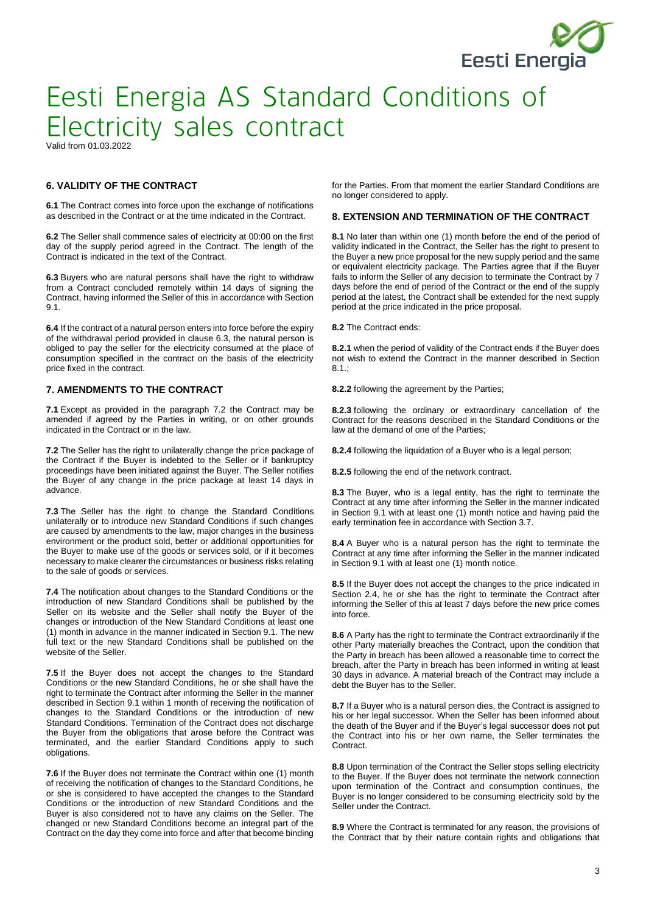# Eesti Energia AS Standard Conditions of Electricity sales contract

Valid from 01.03.2022

## 6. VALIDITY OF THE CONTRACT

**6.1** The Contract comes into force upon the exchange of notifications as described in the Contract or at the time indicated in the Contract.

**6.2** The Seller shall commence sales of electricity at 00:00 on the first day of the supply period agreed in the Contract. The length of the Contract is indicated in the text of the Contract.

**6.3** Buyers who are natural persons shall have the right to withdraw from a Contract concluded remotely within 14 days of signing the Contract, having informed the Seller of this in accordance with Section 9.1.

**6.4** If the contract of a natural person enters into force before the expiry of the withdrawal period provided in clause 6.3, the natural person is obliged to pay the seller for the electricity consumed at the place of consumption specified in the contract on the basis of the electricity price fixed in the contract.

## 7. AMENDMENTS TO THE CONTRACT

**7.1** Except as provided in the paragraph 7.2 the Contract may be amended if agreed by the Parties in writing, or on other grounds indicated in the Contract or in the law.

**7.2** The Seller has the right to unilaterally change the price package of the Contract if the Buyer is indebted to the Seller or if bankruptcy proceedings have been initiated against the Buyer. The Seller notifies the Buyer of any change in the price package at least 14 days in advance.

**7.3** The Seller has the right to change the Standard Conditions unilaterally or to introduce new Standard Conditions if such changes are caused by amendments to the law, major changes in the business environment or the product sold, better or additional opportunities for the Buyer to make use of the goods or services sold, or if it becomes necessary to make clearer the circumstances or business risks relating to the sale of goods or services.

**7.4** The notification about changes to the Standard Conditions or the introduction of new Standard Conditions shall be published by the Seller on its website and the Seller shall notify the Buyer of the changes or introduction of the New Standard Conditions at least one (1) month in advance in the manner indicated in Section 9.1. The new full text or the new Standard Conditions shall be published on the website of the Seller.

**7.5** If the Buyer does not accept the changes to the Standard Conditions or the new Standard Conditions, he or she shall have the right to terminate the Contract after informing the Seller in the manner described in Section 9.1 within 1 month of receiving the notification of changes to the Standard Conditions or the introduction of new Standard Conditions. Termination of the Contract does not discharge the Buyer from the obligations that arose before the Contract was terminated, and the earlier Standard Conditions apply to such obligations.

**7.6** If the Buyer does not terminate the Contract within one (1) month of receiving the notification of changes to the Standard Conditions, he or she is considered to have accepted the changes to the Standard Conditions or the introduction of new Standard Conditions and the Buyer is also considered not to have any claims on the Seller. The changed or new Standard Conditions become an integral part of the Contract on the day they come into force and after that become binding for the Parties. From that moment the earlier Standard Conditions are no longer considered to apply.

## 8. EXTENSION AND TERMINATION OF THE CONTRACT

**8.1** No later than within one (1) month before the end of the period of validity indicated in the Contract, the Seller has the right to present to the Buyer a new price proposal for the new supply period and the same or equivalent electricity package. The Parties agree that if the Buyer fails to inform the Seller of any decision to terminate the Contract by 7 days before the end of period of the Contract or the end of the supply period at the latest, the Contract shall be extended for the next supply period at the price indicated in the price proposal.

**8.2** The Contract ends:

**8.2.1** when the period of validity of the Contract ends if the Buyer does not wish to extend the Contract in the manner described in Section 8.1.;

**8.2.2** following the agreement by the Parties;

**8.2.3** following the ordinary or extraordinary cancellation of the Contract for the reasons described in the Standard Conditions or the law at the demand of one of the Parties;

**8.2.4** following the liquidation of a Buyer who is a legal person;

**8.2.5** following the end of the network contract.

**8.3** The Buyer, who is a legal entity, has the right to terminate the Contract at any time after informing the Seller in the manner indicated in Section 9.1 with at least one (1) month notice and having paid the early termination fee in accordance with Section 3.7.

**8.4** A Buyer who is a natural person has the right to terminate the Contract at any time after informing the Seller in the manner indicated in Section 9.1 with at least one (1) month notice.

**8.5** If the Buyer does not accept the changes to the price indicated in Section 2.4, he or she has the right to terminate the Contract after informing the Seller of this at least 7 days before the new price comes into force.

**8.6** A Party has the right to terminate the Contract extraordinarily if the other Party materially breaches the Contract, upon the condition that the Party in breach has been allowed a reasonable time to correct the breach, after the Party in breach has been informed in writing at least 30 days in advance. A material breach of the Contract may include a debt the Buyer has to the Seller.

**8.7** If a Buyer who is a natural person dies, the Contract is assigned to his or her legal successor. When the Seller has been informed about the death of the Buyer and if the Buyer's legal successor does not put the Contract into his or her own name, the Seller terminates the Contract.

**8.8** Upon termination of the Contract the Seller stops selling electricity to the Buyer. If the Buyer does not terminate the network connection upon termination of the Contract and consumption continues, the Buyer is no longer considered to be consuming electricity sold by the Seller under the Contract.

**8.9** Where the Contract is terminated for any reason, the provisions of the Contract that by their nature contain rights and obligations that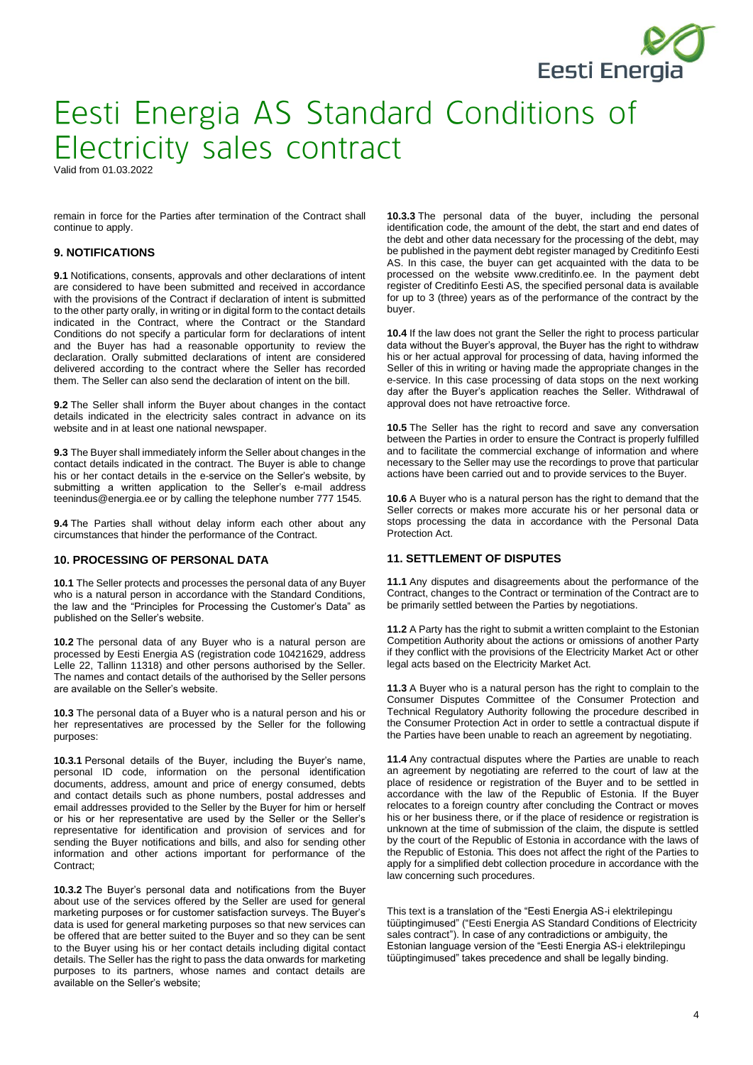remain in force for the Parties after termination of the Contract shall continue to apply.

## 9. NOTIFICATIONS

**9.1** Notifications, consents, approvals and other declarations of intent are considered to have been submitted and received in accordance with the provisions of the Contract if declaration of intent is submitted to the other party orally, in writing or in digital form to the contact details indicated in the Contract, where the Contract or the Standard Conditions do not specify a particular form for declarations of intent and the Buyer has had a reasonable opportunity to review the declaration. Orally submitted declarations of intent are considered delivered according to the contract where the Seller has recorded them. The Seller can also send the declaration of intent on the bill.

**9.2** The Seller shall inform the Buyer about changes in the contact details indicated in the electricity sales contract in advance on its website and in at least one national newspaper.

**9.3** The Buyer shall immediately inform the Seller about changes in the contact details indicated in the contract. The Buyer is able to change his or her contact details in the e-service on the Seller's website, by submitting a written application to the Seller's e-mail address teenindus@energia.ee or by calling the telephone number 777 1545.

**9.4** The Parties shall without delay inform each other about any circumstances that hinder the performance of the Contract.

## 10. PROCESSING OF PERSONAL DATA

**10.1** The Seller protects and processes the personal data of any Buyer who is a natural person in accordance with the Standard Conditions, the law and the "Principles for Processing the Customer's Data" as published on the Seller's website.

**10.2** The personal data of any Buyer who is a natural person are processed by Eesti Energia AS (registration code 10421629, address Lelle 22, Tallinn 11318) and other persons authorised by the Seller. The names and contact details of the authorised by the Seller persons are available on the Seller's website.

**10.3** The personal data of a Buyer who is a natural person and his or her representatives are processed by the Seller for the following purposes:

**10.3.1** Personal details of the Buyer, including the Buyer's name, personal ID code, information on the personal identification documents, address, amount and price of energy consumed, debts and contact details such as phone numbers, postal addresses and email addresses provided to the Seller by the Buyer for him or herself or his or her representative are used by the Seller or the Seller's representative for identification and provision of services and for sending the Buyer notifications and bills, and also for sending other information and other actions important for performance of the Contract;

**10.3.2** The Buyer's personal data and notifications from the Buyer about use of the services offered by the Seller are used for general marketing purposes or for customer satisfaction surveys. The Buyer's data is used for general marketing purposes so that new services can be offered that are better suited to the Buyer and so they can be sent to the Buyer using his or her contact details including digital contact details. The Seller has the right to pass the data onwards for marketing purposes to its partners, whose names and contact details are available on the Seller's website;

**10.3.3** The personal data of the buyer, including the personal identification code, the amount of the debt, the start and end dates of the debt and other data necessary for the processing of the debt, may be published in the payment debt register managed by Creditinfo Eesti AS. In this case, the buyer can get acquainted with the data to be processed on the website www.creditinfo.ee. In the payment debt register of Creditinfo Eesti AS, the specified personal data is available for up to 3 (three) years as of the performance of the contract by the buyer.

**10.4** If the law does not grant the Seller the right to process particular data without the Buyer's approval, the Buyer has the right to withdraw his or her actual approval for processing of data, having informed the Seller of this in writing or having made the appropriate changes in the e-service. In this case processing of data stops on the next working day after the Buyer's application reaches the Seller. Withdrawal of approval does not have retroactive force.

**10.5** The Seller has the right to record and save any conversation between the Parties in order to ensure the Contract is properly fulfilled and to facilitate the commercial exchange of information and where necessary to the Seller may use the recordings to prove that particular actions have been carried out and to provide services to the Buyer.

**10.6** A Buyer who is a natural person has the right to demand that the Seller corrects or makes more accurate his or her personal data or stops processing the data in accordance with the Personal Data Protection Act.

## 11. SETTLEMENT OF DISPUTES

**11.1** Any disputes and disagreements about the performance of the Contract, changes to the Contract or termination of the Contract are to be primarily settled between the Parties by negotiations.

**11.2** A Party has the right to submit a written complaint to the Estonian Competition Authority about the actions or omissions of another Party if they conflict with the provisions of the Electricity Market Act or other legal acts based on the Electricity Market Act.

**11.3** A Buyer who is a natural person has the right to complain to the Consumer Disputes Committee of the Consumer Protection and Technical Regulatory Authority following the procedure described in the Consumer Protection Act in order to settle a contractual dispute if the Parties have been unable to reach an agreement by negotiating.

**11.4** Any contractual disputes where the Parties are unable to reach an agreement by negotiating are referred to the court of law at the place of residence or registration of the Buyer and to be settled in accordance with the law of the Republic of Estonia. If the Buyer relocates to a foreign country after concluding the Contract or moves his or her business there, or if the place of residence or registration is unknown at the time of submission of the claim, the dispute is settled by the court of the Republic of Estonia in accordance with the laws of the Republic of Estonia. This does not affect the right of the Parties to apply for a simplified debt collection procedure in accordance with the law concerning such procedures.

This text is a translation of the "Eesti Energia AS-i elektrilepingu tüüptingimused" ("Eesti Energia AS Standard Conditions of Electricity sales contract"). In case of any contradictions or ambiguity, the Estonian language version of the "Eesti Energia AS-i elektrilepingu tüüptingimused" takes precedence and shall be legally binding.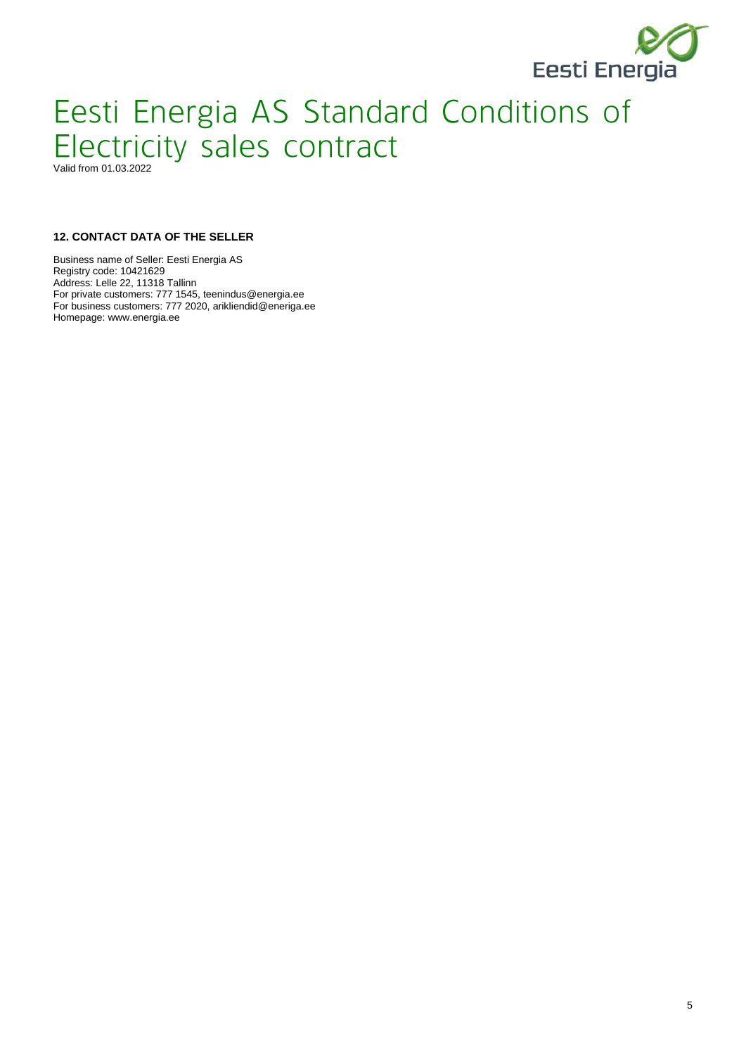# Eesti Energia AS Standard Conditions of Electricity sales contract

Valid from 01.03.2022

### 12. CONTACT DATA OF THE SELLER

Business name of Seller: Eesti Energia AS
Registry code: 10421629
Address: Lelle 22, 11318 Tallinn
For private customers: 777 1545, teenindus@energia.ee
For business customers: 777 2020, arikliendid@eneriga.ee
Homepage: www.energia.ee